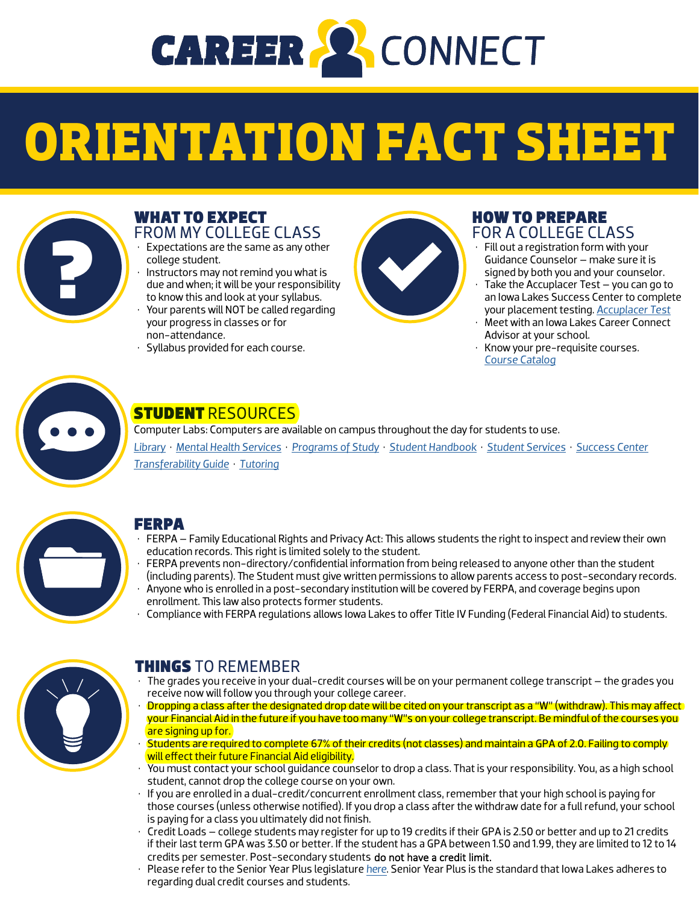# CAREER CONNECT

# ORIENTATION FACT SHEET

## WHAT TO EXPECT FROM MY COLLEGE CLASS

- Expectations are the same as any other college student.
- Instructors may not remind you what is due and when; it will be your responsibility to know this and look at your syllabus.
- Your parents will NOT be called regarding your progress in classes or for non-attendance.
- Syllabus provided for each course.

## HOW TO PREPARE FOR A COLLEGE CLASS

- Fill out a registration form with your Guidance Counselor – make sure it is signed by both you and your counselor.
- Take the Accuplacer Test – you can go to an Iowa Lakes Success Center to complete your placement testing. Accuplacer Test
- Meet with an Iowa Lakes Career Connect Advisor at your school.
- Know your pre-requisite courses. Course Catalog

## STUDENT RESOURCES

Computer Labs: Computers are available on campus throughout the day for students to use.

Library · Mental Health Services · Programs of Study · Student Handbook · Student Services · Success Center

Transferability Guide · Tutoring

## FERPA

- FERPA – Family Educational Rights and Privacy Act: This allows students the right to inspect and review their own education records. This right is limited solely to the student.
- FERPA prevents non-directory/confidential information from being released to anyone other than the student (including parents). The Student must give written permissions to allow parents access to post-secondary records.
- Anyone who is enrolled in a post-secondary institution will be covered by FERPA, and coverage begins upon enrollment. This law also protects former students.
- Compliance with FERPA regulations allows Iowa Lakes to offer Title IV Funding (Federal Financial Aid) to students.

## THINGS TO REMEMBER

- The grades you receive in your dual-credit courses will be on your permanent college transcript – the grades you receive now will follow you through your college career.
- Dropping a class after the designated drop date will be cited on your transcript as a "W" (withdraw). This may affect your Financial Aid in the future if you have too many "W"s on your college transcript. Be mindful of the courses you are signing up for.
- Students are required to complete 67% of their credits (not classes) and maintain a GPA of 2.0. Failing to comply will effect their future Financial Aid eligibility.
- You must contact your school guidance counselor to drop a class. That is your responsibility. You, as a high school student, cannot drop the college course on your own.
- If you are enrolled in a dual-credit/concurrent enrollment class, remember that your high school is paying for those courses (unless otherwise notified). If you drop a class after the withdraw date for a full refund, your school is paying for a class you ultimately did not finish.
- Credit Loads – college students may register for up to 19 credits if their GPA is 2.50 or better and up to 21 credits if their last term GPA was 3.50 or better. If the student has a GPA between 1.50 and 1.99, they are limited to 12 to 14 credits per semester. Post-secondary students do not have a credit limit.
- Please refer to the Senior Year Plus legislature *here*. Senior Year Plus is the standard that Iowa Lakes adheres to regarding dual credit courses and students.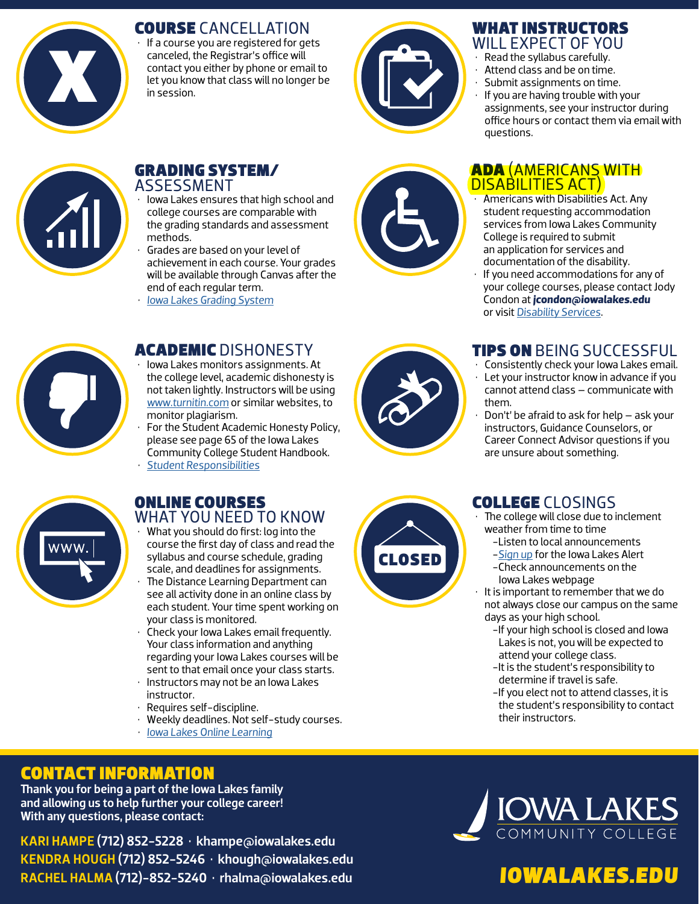## COURSE CANCELLATION

- If a course you are registered for gets canceled, the Registrar's office will contact you either by phone or email to let you know that class will no longer be in session.

## GRADING SYSTEM/ ASSESSMENT

- Iowa Lakes ensures that high school and college courses are comparable with the grading standards and assessment methods.
- Grades are based on your level of achievement in each course. Your grades will be available through Canvas after the end of each regular term.
- Iowa Lakes Grading System

## ACADEMIC DISHONESTY

- Iowa Lakes monitors assignments. At the college level, academic dishonesty is not taken lightly. Instructors will be using www.turnitin.com or similar websites, to monitor plagiarism.
- For the Student Academic Honesty Policy, please see page 65 of the Iowa Lakes Community College Student Handbook.
- Student Responsibilities

## ONLINE COURSES WHAT YOU NEED TO KNOW

- What you should do first: log into the course the first day of class and read the syllabus and course schedule, grading scale, and deadlines for assignments.
- The Distance Learning Department can see all activity done in an online class by each student. Your time spent working on your class is monitored.
- Check your Iowa Lakes email frequently. Your class information and anything regarding your Iowa Lakes courses will be sent to that email once your class starts.
- Instructors may not be an Iowa Lakes instructor.
- Requires self-discipline.
- Weekly deadlines. Not self-study courses.
- Iowa Lakes Online Learning

## WHAT INSTRUCTORS WILL EXPECT OF YOU

- Read the syllabus carefully.
- Attend class and be on time.
- Submit assignments on time.
- If you are having trouble with your assignments, see your instructor during office hours or contact them via email with questions.

## ADA (AMERICANS WITH DISABILITIES ACT)

- Americans with Disabilities Act. Any student requesting accommodation services from Iowa Lakes Community College is required to submit an application for services and documentation of the disability.
- If you need accommodations for any of your college courses, please contact Jody Condon at ***jcondon@iowalakes.edu*** or visit Disability Services.

## TIPS ON BEING SUCCESSFUL

- Consistently check your Iowa Lakes email.
- Let your instructor know in advance if you cannot attend class – communicate with them.
- Don't' be afraid to ask for help – ask your instructors, Guidance Counselors, or Career Connect Advisor questions if you are unsure about something.

## COLLEGE CLOSINGS

- The college will close due to inclement weather from time to time
  - -Listen to local announcements
  - -Sign up for the Iowa Lakes Alert
  - -Check announcements on the Iowa Lakes webpage
- It is important to remember that we do not always close our campus on the same days as your high school.
  - -If your high school is closed and Iowa Lakes is not, you will be expected to attend your college class.
  - -It is the student's responsibility to determine if travel is safe.
  - -If you elect not to attend classes, it is the student's responsibility to contact their instructors.

## CONTACT INFORMATION

**Thank you for being a part of the Iowa Lakes family and allowing us to help further your college career! With any questions, please contact:**

**KARI HAMPE (712) 852-5228 · khampe@iowalakes.edu**
**KENDRA HOUGH (712) 852-5246 · khough@iowalakes.edu**
**RACHEL HALMA (712)-852-5240 · rhalma@iowalakes.edu**

IOWA LAKES COMMUNITY COLLEGE

**IOWALAKES.EDU**